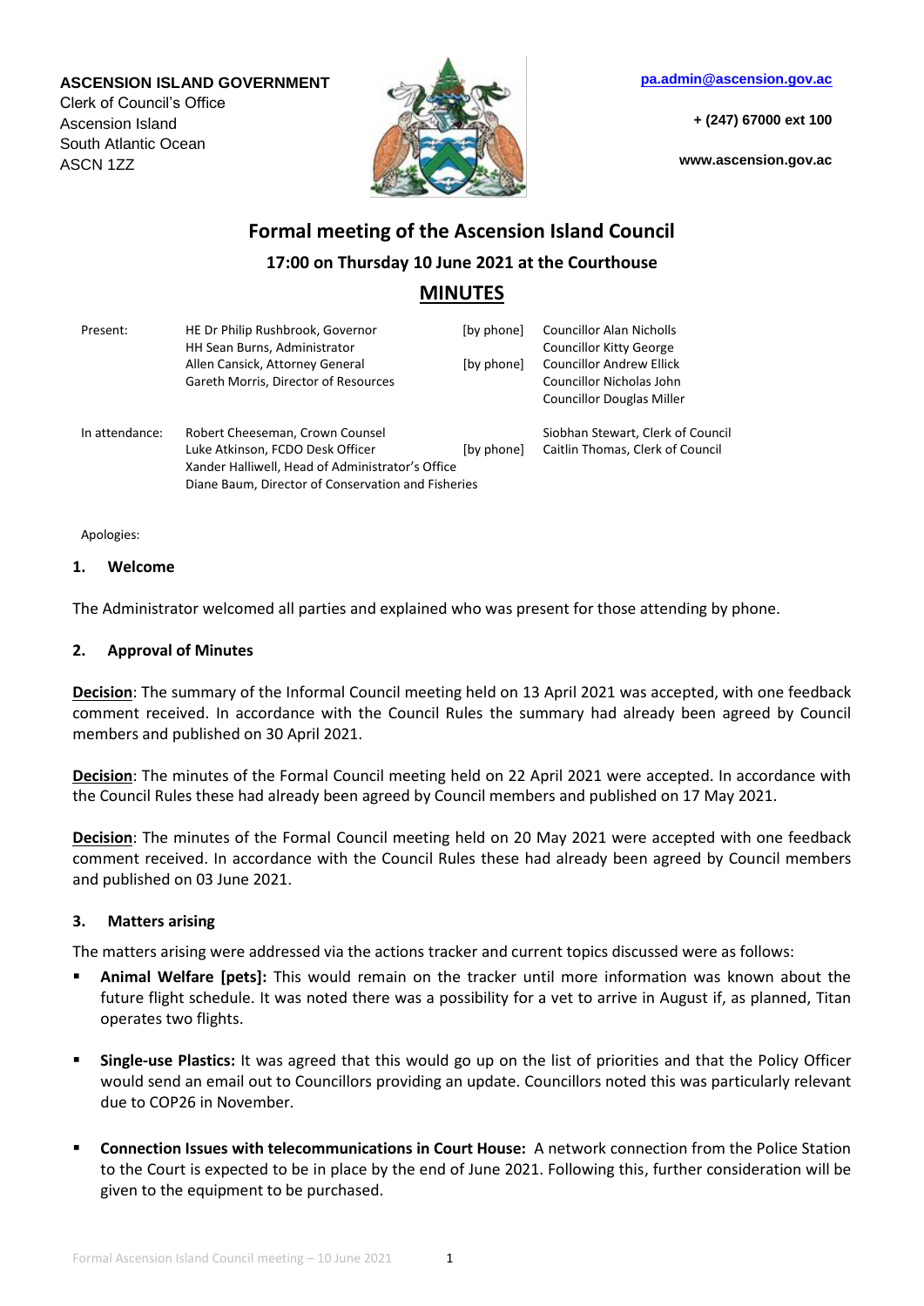**ASCENSION ISLAND GOVERNMENT**
Clerk of Council's Office
Ascension Island
South Atlantic Ocean
ASCN 1ZZ

pa.admin@ascension.gov.ac

+ (247) 67000 ext 100

www.ascension.gov.ac

# Formal meeting of the Ascension Island Council

## 17:00 on Thursday 10 June 2021 at the Courthouse

## MINUTES

| | | | |
|---|---|---|---|
| Present: | HE Dr Philip Rushbrook, Governor | [by phone] | Councillor Alan Nicholls |
| | HH Sean Burns, Administrator | | Councillor Kitty George |
| | Allen Cansick, Attorney General | [by phone] | Councillor Andrew Ellick |
| | Gareth Morris, Director of Resources | | Councillor Nicholas John |
| | | | Councillor Douglas Miller |
| In attendance: | Robert Cheeseman, Crown Counsel | | Siobhan Stewart, Clerk of Council |
| | Luke Atkinson, FCDO Desk Officer | [by phone] | Caitlin Thomas, Clerk of Council |
| | Xander Halliwell, Head of Administrator's Office | | |
| | Diane Baum, Director of Conservation and Fisheries | | |

Apologies:

### 1. Welcome

The Administrator welcomed all parties and explained who was present for those attending by phone.

### 2. Approval of Minutes

**Decision**: The summary of the Informal Council meeting held on 13 April 2021 was accepted, with one feedback comment received. In accordance with the Council Rules the summary had already been agreed by Council members and published on 30 April 2021.

**Decision**: The minutes of the Formal Council meeting held on 22 April 2021 were accepted. In accordance with the Council Rules these had already been agreed by Council members and published on 17 May 2021.

**Decision**: The minutes of the Formal Council meeting held on 20 May 2021 were accepted with one feedback comment received. In accordance with the Council Rules these had already been agreed by Council members and published on 03 June 2021.

### 3. Matters arising

The matters arising were addressed via the actions tracker and current topics discussed were as follows:

- **Animal Welfare [pets]:** This would remain on the tracker until more information was known about the future flight schedule. It was noted there was a possibility for a vet to arrive in August if, as planned, Titan operates two flights.

- **Single-use Plastics:** It was agreed that this would go up on the list of priorities and that the Policy Officer would send an email out to Councillors providing an update. Councillors noted this was particularly relevant due to COP26 in November.

- **Connection Issues with telecommunications in Court House:** A network connection from the Police Station to the Court is expected to be in place by the end of June 2021. Following this, further consideration will be given to the equipment to be purchased.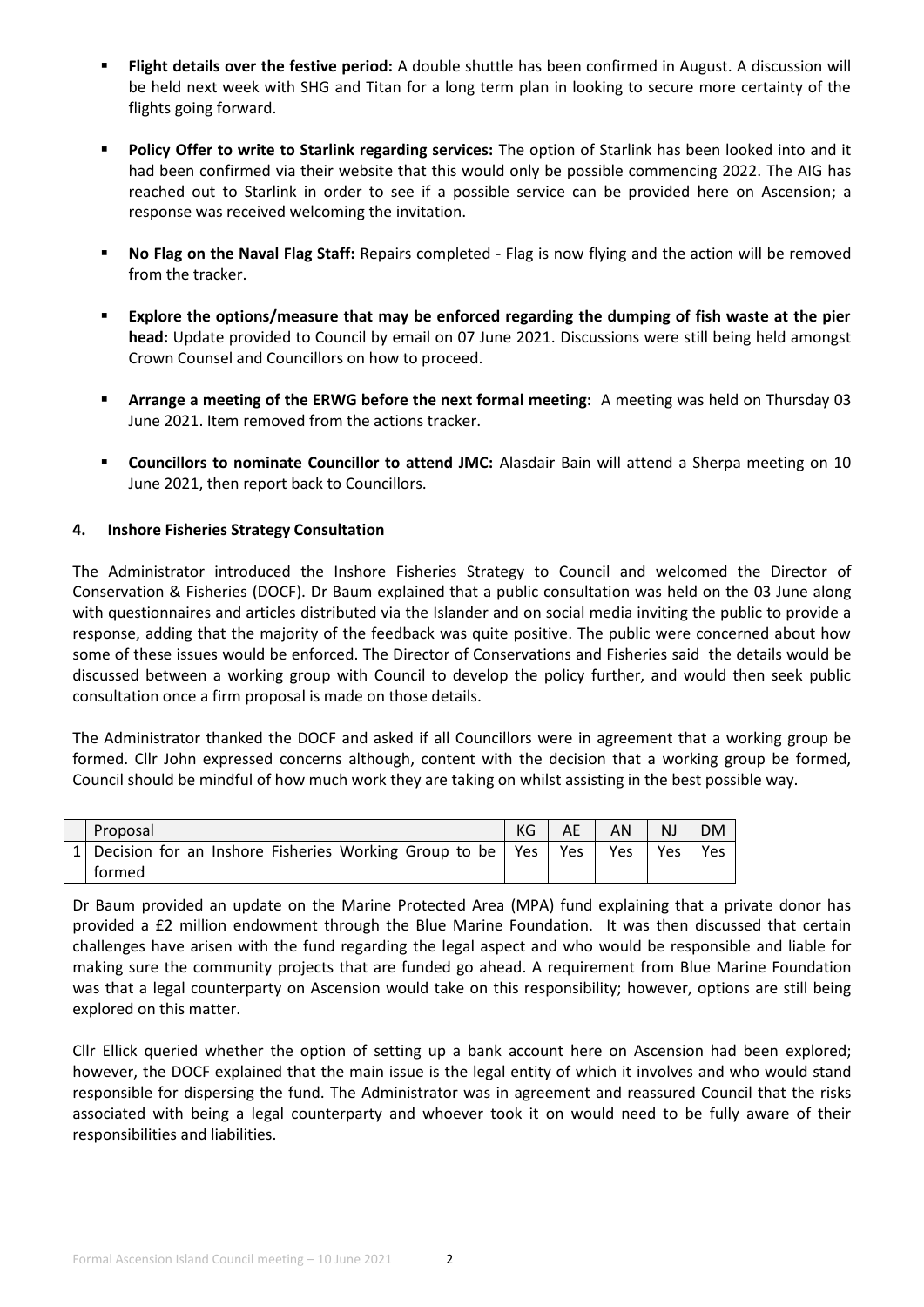- **Flight details over the festive period:** A double shuttle has been confirmed in August. A discussion will be held next week with SHG and Titan for a long term plan in looking to secure more certainty of the flights going forward.

- **Policy Offer to write to Starlink regarding services:** The option of Starlink has been looked into and it had been confirmed via their website that this would only be possible commencing 2022. The AIG has reached out to Starlink in order to see if a possible service can be provided here on Ascension; a response was received welcoming the invitation.

- **No Flag on the Naval Flag Staff:** Repairs completed - Flag is now flying and the action will be removed from the tracker.

- **Explore the options/measure that may be enforced regarding the dumping of fish waste at the pier head:** Update provided to Council by email on 07 June 2021. Discussions were still being held amongst Crown Counsel and Councillors on how to proceed.

- **Arrange a meeting of the ERWG before the next formal meeting:** A meeting was held on Thursday 03 June 2021. Item removed from the actions tracker.

- **Councillors to nominate Councillor to attend JMC:** Alasdair Bain will attend a Sherpa meeting on 10 June 2021, then report back to Councillors.

## 4. Inshore Fisheries Strategy Consultation

The Administrator introduced the Inshore Fisheries Strategy to Council and welcomed the Director of Conservation & Fisheries (DOCF). Dr Baum explained that a public consultation was held on the 03 June along with questionnaires and articles distributed via the Islander and on social media inviting the public to provide a response, adding that the majority of the feedback was quite positive. The public were concerned about how some of these issues would be enforced. The Director of Conservations and Fisheries said the details would be discussed between a working group with Council to develop the policy further, and would then seek public consultation once a firm proposal is made on those details.

The Administrator thanked the DOCF and asked if all Councillors were in agreement that a working group be formed. Cllr John expressed concerns although, content with the decision that a working group be formed, Council should be mindful of how much work they are taking on whilst assisting in the best possible way.

| | Proposal | KG | AE | AN | NJ | DM |
|---|---|---|---|---|---|---|
| 1 | Decision for an Inshore Fisheries Working Group to be formed | Yes | Yes | Yes | Yes | Yes |

Dr Baum provided an update on the Marine Protected Area (MPA) fund explaining that a private donor has provided a £2 million endowment through the Blue Marine Foundation. It was then discussed that certain challenges have arisen with the fund regarding the legal aspect and who would be responsible and liable for making sure the community projects that are funded go ahead. A requirement from Blue Marine Foundation was that a legal counterparty on Ascension would take on this responsibility; however, options are still being explored on this matter.

Cllr Ellick queried whether the option of setting up a bank account here on Ascension had been explored; however, the DOCF explained that the main issue is the legal entity of which it involves and who would stand responsible for dispersing the fund. The Administrator was in agreement and reassured Council that the risks associated with being a legal counterparty and whoever took it on would need to be fully aware of their responsibilities and liabilities.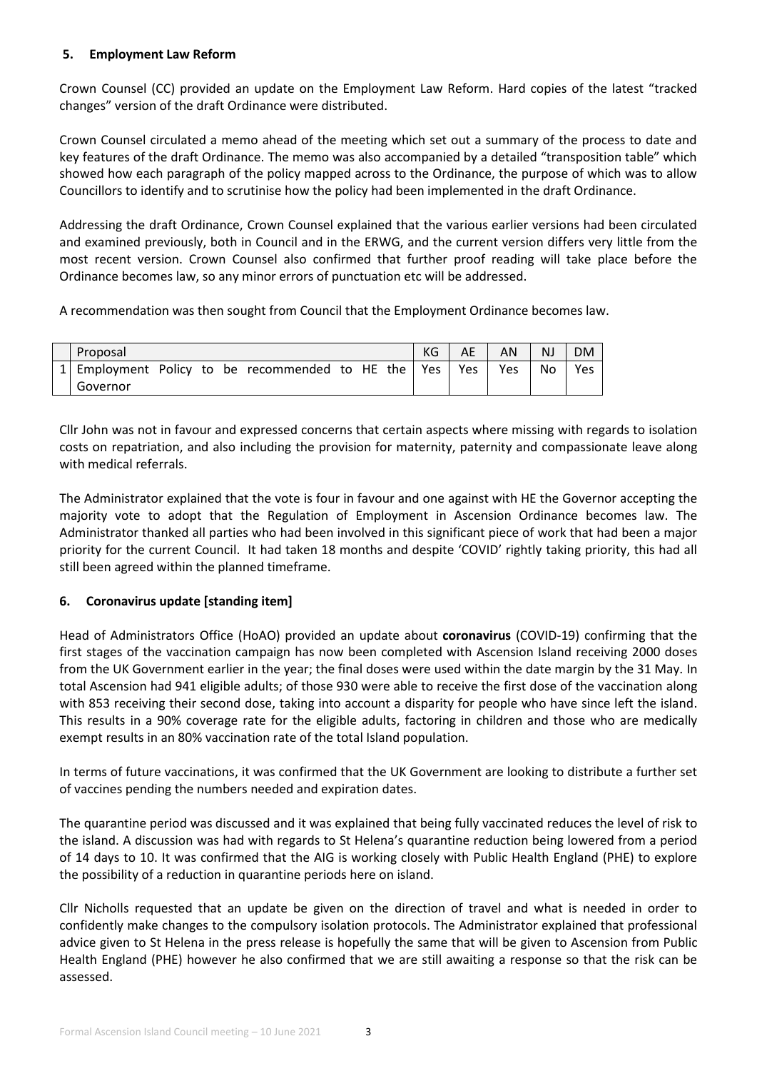## 5. Employment Law Reform

Crown Counsel (CC) provided an update on the Employment Law Reform. Hard copies of the latest "tracked changes" version of the draft Ordinance were distributed.

Crown Counsel circulated a memo ahead of the meeting which set out a summary of the process to date and key features of the draft Ordinance. The memo was also accompanied by a detailed "transposition table" which showed how each paragraph of the policy mapped across to the Ordinance, the purpose of which was to allow Councillors to identify and to scrutinise how the policy had been implemented in the draft Ordinance.

Addressing the draft Ordinance, Crown Counsel explained that the various earlier versions had been circulated and examined previously, both in Council and in the ERWG, and the current version differs very little from the most recent version. Crown Counsel also confirmed that further proof reading will take place before the Ordinance becomes law, so any minor errors of punctuation etc will be addressed.

A recommendation was then sought from Council that the Employment Ordinance becomes law.

| | Proposal | KG | AE | AN | NJ | DM |
|---|---|---|---|---|---|---|
| 1 | Employment Policy to be recommended to HE the Governor | Yes | Yes | Yes | No | Yes |

Cllr John was not in favour and expressed concerns that certain aspects where missing with regards to isolation costs on repatriation, and also including the provision for maternity, paternity and compassionate leave along with medical referrals.

The Administrator explained that the vote is four in favour and one against with HE the Governor accepting the majority vote to adopt that the Regulation of Employment in Ascension Ordinance becomes law. The Administrator thanked all parties who had been involved in this significant piece of work that had been a major priority for the current Council. It had taken 18 months and despite 'COVID' rightly taking priority, this had all still been agreed within the planned timeframe.

## 6. Coronavirus update [standing item]

Head of Administrators Office (HoAO) provided an update about **coronavirus** (COVID-19) confirming that the first stages of the vaccination campaign has now been completed with Ascension Island receiving 2000 doses from the UK Government earlier in the year; the final doses were used within the date margin by the 31 May. In total Ascension had 941 eligible adults; of those 930 were able to receive the first dose of the vaccination along with 853 receiving their second dose, taking into account a disparity for people who have since left the island. This results in a 90% coverage rate for the eligible adults, factoring in children and those who are medically exempt results in an 80% vaccination rate of the total Island population.

In terms of future vaccinations, it was confirmed that the UK Government are looking to distribute a further set of vaccines pending the numbers needed and expiration dates.

The quarantine period was discussed and it was explained that being fully vaccinated reduces the level of risk to the island. A discussion was had with regards to St Helena's quarantine reduction being lowered from a period of 14 days to 10. It was confirmed that the AIG is working closely with Public Health England (PHE) to explore the possibility of a reduction in quarantine periods here on island.

Cllr Nicholls requested that an update be given on the direction of travel and what is needed in order to confidently make changes to the compulsory isolation protocols. The Administrator explained that professional advice given to St Helena in the press release is hopefully the same that will be given to Ascension from Public Health England (PHE) however he also confirmed that we are still awaiting a response so that the risk can be assessed.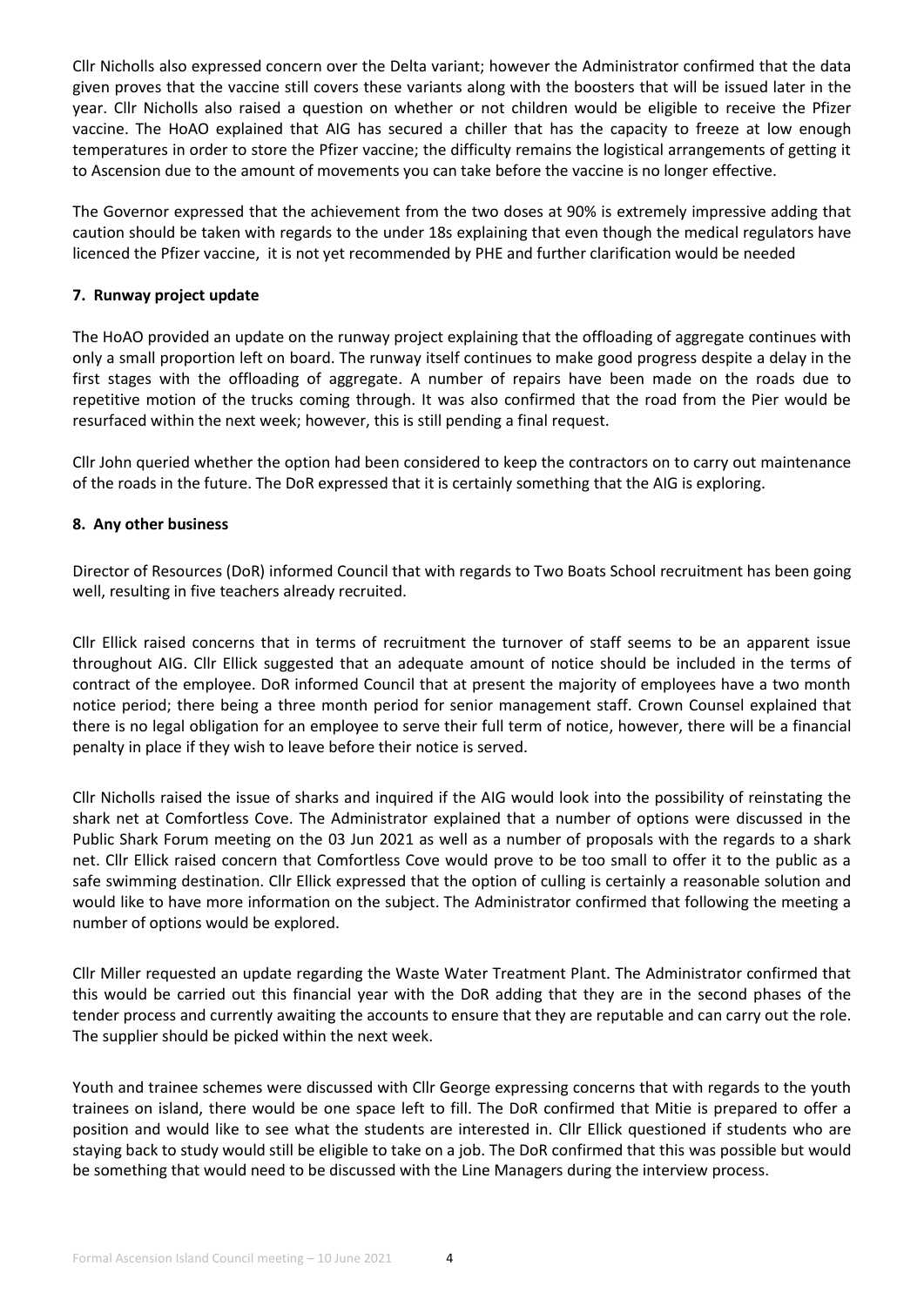Cllr Nicholls also expressed concern over the Delta variant; however the Administrator confirmed that the data given proves that the vaccine still covers these variants along with the boosters that will be issued later in the year. Cllr Nicholls also raised a question on whether or not children would be eligible to receive the Pfizer vaccine. The HoAO explained that AIG has secured a chiller that has the capacity to freeze at low enough temperatures in order to store the Pfizer vaccine; the difficulty remains the logistical arrangements of getting it to Ascension due to the amount of movements you can take before the vaccine is no longer effective.

The Governor expressed that the achievement from the two doses at 90% is extremely impressive adding that caution should be taken with regards to the under 18s explaining that even though the medical regulators have licenced the Pfizer vaccine, it is not yet recommended by PHE and further clarification would be needed

**7. Runway project update**

The HoAO provided an update on the runway project explaining that the offloading of aggregate continues with only a small proportion left on board. The runway itself continues to make good progress despite a delay in the first stages with the offloading of aggregate. A number of repairs have been made on the roads due to repetitive motion of the trucks coming through. It was also confirmed that the road from the Pier would be resurfaced within the next week; however, this is still pending a final request.

Cllr John queried whether the option had been considered to keep the contractors on to carry out maintenance of the roads in the future. The DoR expressed that it is certainly something that the AIG is exploring.

**8. Any other business**

Director of Resources (DoR) informed Council that with regards to Two Boats School recruitment has been going well, resulting in five teachers already recruited.

Cllr Ellick raised concerns that in terms of recruitment the turnover of staff seems to be an apparent issue throughout AIG. Cllr Ellick suggested that an adequate amount of notice should be included in the terms of contract of the employee. DoR informed Council that at present the majority of employees have a two month notice period; there being a three month period for senior management staff. Crown Counsel explained that there is no legal obligation for an employee to serve their full term of notice, however, there will be a financial penalty in place if they wish to leave before their notice is served.

Cllr Nicholls raised the issue of sharks and inquired if the AIG would look into the possibility of reinstating the shark net at Comfortless Cove. The Administrator explained that a number of options were discussed in the Public Shark Forum meeting on the 03 Jun 2021 as well as a number of proposals with the regards to a shark net. Cllr Ellick raised concern that Comfortless Cove would prove to be too small to offer it to the public as a safe swimming destination. Cllr Ellick expressed that the option of culling is certainly a reasonable solution and would like to have more information on the subject. The Administrator confirmed that following the meeting a number of options would be explored.

Cllr Miller requested an update regarding the Waste Water Treatment Plant. The Administrator confirmed that this would be carried out this financial year with the DoR adding that they are in the second phases of the tender process and currently awaiting the accounts to ensure that they are reputable and can carry out the role. The supplier should be picked within the next week.

Youth and trainee schemes were discussed with Cllr George expressing concerns that with regards to the youth trainees on island, there would be one space left to fill. The DoR confirmed that Mitie is prepared to offer a position and would like to see what the students are interested in. Cllr Ellick questioned if students who are staying back to study would still be eligible to take on a job. The DoR confirmed that this was possible but would be something that would need to be discussed with the Line Managers during the interview process.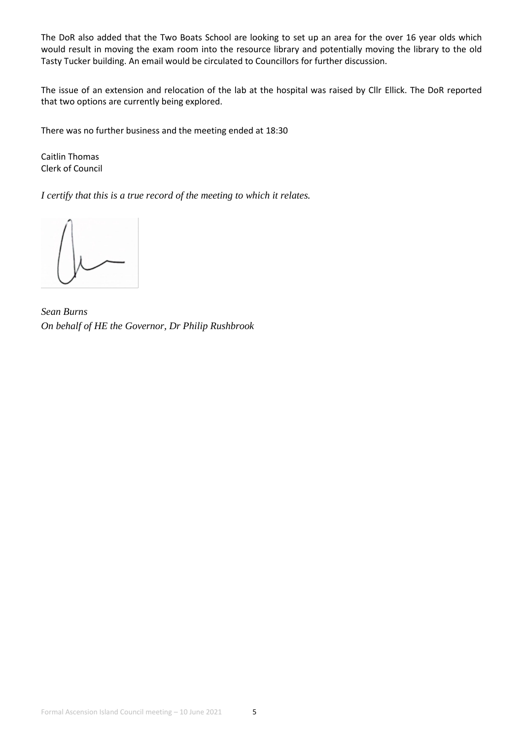The DoR also added that the Two Boats School are looking to set up an area for the over 16 year olds which would result in moving the exam room into the resource library and potentially moving the library to the old Tasty Tucker building. An email would be circulated to Councillors for further discussion.

The issue of an extension and relocation of the lab at the hospital was raised by Cllr Ellick. The DoR reported that two options are currently being explored.

There was no further business and the meeting ended at 18:30

Caitlin Thomas
Clerk of Council

*I certify that this is a true record of the meeting to which it relates.*

*Sean Burns*
*On behalf of HE the Governor, Dr Philip Rushbrook*